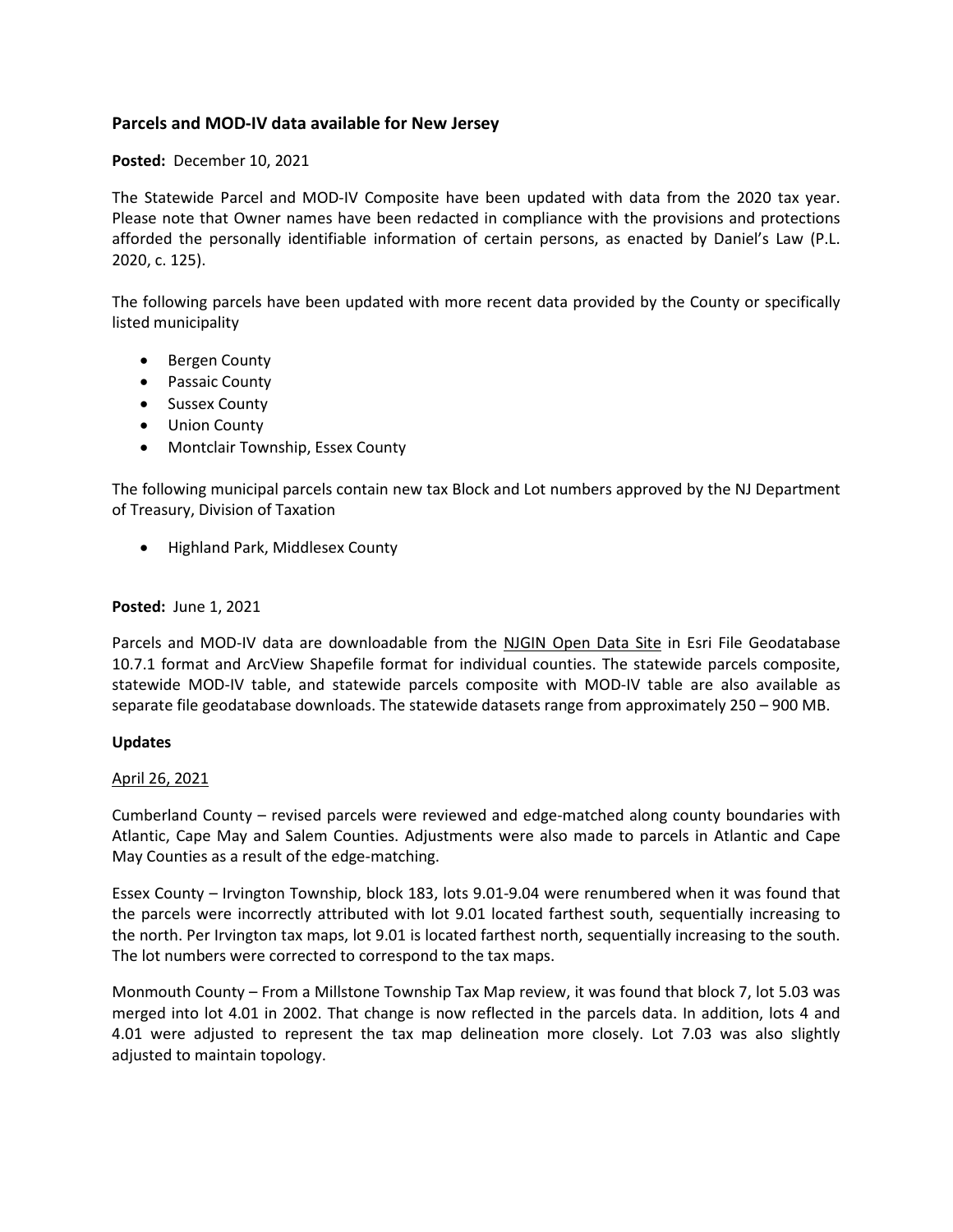## Parcels and MOD-IV data available for New Jersey

**Posted:** December 10, 2021

The Statewide Parcel and MOD-IV Composite have been updated with data from the 2020 tax year. Please note that Owner names have been redacted in compliance with the provisions and protections afforded the personally identifiable information of certain persons, as enacted by Daniel's Law (P.L. 2020, c. 125).

The following parcels have been updated with more recent data provided by the County or specifically listed municipality

- Bergen County
- Passaic County
- Sussex County
- Union County
- Montclair Township, Essex County

The following municipal parcels contain new tax Block and Lot numbers approved by the NJ Department of Treasury, Division of Taxation

- Highland Park, Middlesex County

**Posted:** June 1, 2021

Parcels and MOD-IV data are downloadable from the NJGIN Open Data Site in Esri File Geodatabase 10.7.1 format and ArcView Shapefile format for individual counties. The statewide parcels composite, statewide MOD-IV table, and statewide parcels composite with MOD-IV table are also available as separate file geodatabase downloads. The statewide datasets range from approximately 250 – 900 MB.

**Updates**

April 26, 2021

Cumberland County – revised parcels were reviewed and edge-matched along county boundaries with Atlantic, Cape May and Salem Counties. Adjustments were also made to parcels in Atlantic and Cape May Counties as a result of the edge-matching.

Essex County – Irvington Township, block 183, lots 9.01-9.04 were renumbered when it was found that the parcels were incorrectly attributed with lot 9.01 located farthest south, sequentially increasing to the north. Per Irvington tax maps, lot 9.01 is located farthest north, sequentially increasing to the south. The lot numbers were corrected to correspond to the tax maps.

Monmouth County – From a Millstone Township Tax Map review, it was found that block 7, lot 5.03 was merged into lot 4.01 in 2002. That change is now reflected in the parcels data. In addition, lots 4 and 4.01 were adjusted to represent the tax map delineation more closely. Lot 7.03 was also slightly adjusted to maintain topology.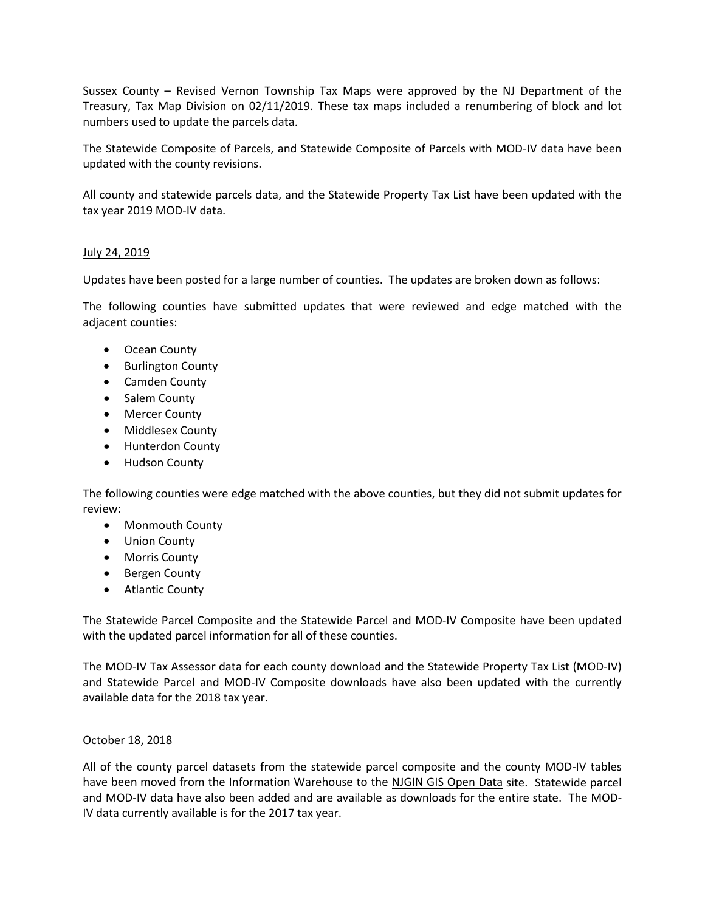Sussex County – Revised Vernon Township Tax Maps were approved by the NJ Department of the Treasury, Tax Map Division on 02/11/2019. These tax maps included a renumbering of block and lot numbers used to update the parcels data.

The Statewide Composite of Parcels, and Statewide Composite of Parcels with MOD-IV data have been updated with the county revisions.

All county and statewide parcels data, and the Statewide Property Tax List have been updated with the tax year 2019 MOD-IV data.

<u>July 24, 2019</u>

Updates have been posted for a large number of counties. The updates are broken down as follows:

The following counties have submitted updates that were reviewed and edge matched with the adjacent counties:

- Ocean County
- Burlington County
- Camden County
- Salem County
- Mercer County
- Middlesex County
- Hunterdon County
- Hudson County

The following counties were edge matched with the above counties, but they did not submit updates for review:

- Monmouth County
- Union County
- Morris County
- Bergen County
- Atlantic County

The Statewide Parcel Composite and the Statewide Parcel and MOD-IV Composite have been updated with the updated parcel information for all of these counties.

The MOD-IV Tax Assessor data for each county download and the Statewide Property Tax List (MOD-IV) and Statewide Parcel and MOD-IV Composite downloads have also been updated with the currently available data for the 2018 tax year.

<u>October 18, 2018</u>

All of the county parcel datasets from the statewide parcel composite and the county MOD-IV tables have been moved from the Information Warehouse to the NJGIN GIS Open Data site. Statewide parcel and MOD-IV data have also been added and are available as downloads for the entire state. The MOD-IV data currently available is for the 2017 tax year.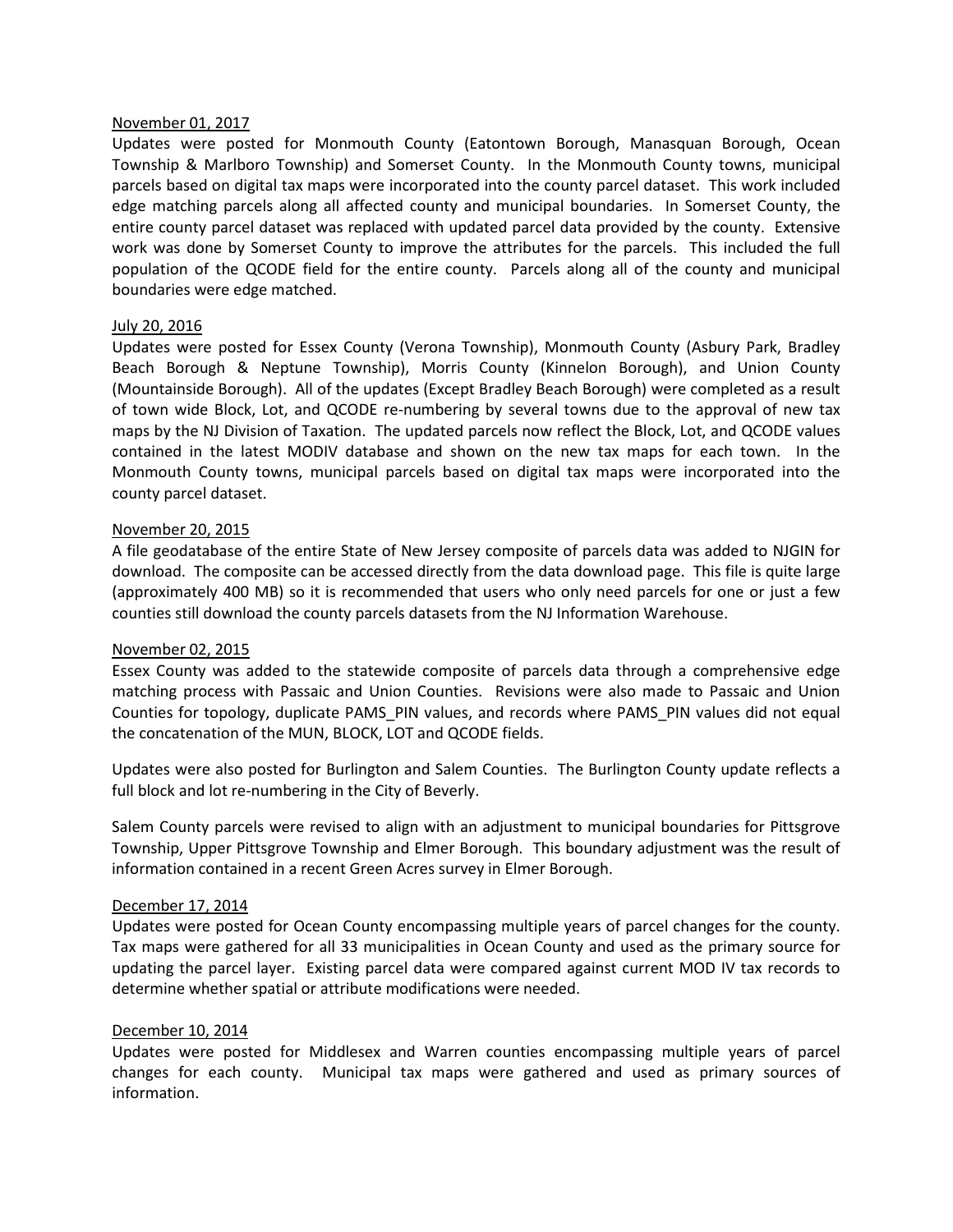<u>November 01, 2017</u>
Updates were posted for Monmouth County (Eatontown Borough, Manasquan Borough, Ocean Township & Marlboro Township) and Somerset County. In the Monmouth County towns, municipal parcels based on digital tax maps were incorporated into the county parcel dataset. This work included edge matching parcels along all affected county and municipal boundaries. In Somerset County, the entire county parcel dataset was replaced with updated parcel data provided by the county. Extensive work was done by Somerset County to improve the attributes for the parcels. This included the full population of the QCODE field for the entire county. Parcels along all of the county and municipal boundaries were edge matched.

<u>July 20, 2016</u>
Updates were posted for Essex County (Verona Township), Monmouth County (Asbury Park, Bradley Beach Borough & Neptune Township), Morris County (Kinnelon Borough), and Union County (Mountainside Borough). All of the updates (Except Bradley Beach Borough) were completed as a result of town wide Block, Lot, and QCODE re-numbering by several towns due to the approval of new tax maps by the NJ Division of Taxation. The updated parcels now reflect the Block, Lot, and QCODE values contained in the latest MODIV database and shown on the new tax maps for each town. In the Monmouth County towns, municipal parcels based on digital tax maps were incorporated into the county parcel dataset.

<u>November 20, 2015</u>
A file geodatabase of the entire State of New Jersey composite of parcels data was added to NJGIN for download. The composite can be accessed directly from the data download page. This file is quite large (approximately 400 MB) so it is recommended that users who only need parcels for one or just a few counties still download the county parcels datasets from the NJ Information Warehouse.

<u>November 02, 2015</u>
Essex County was added to the statewide composite of parcels data through a comprehensive edge matching process with Passaic and Union Counties. Revisions were also made to Passaic and Union Counties for topology, duplicate PAMS_PIN values, and records where PAMS_PIN values did not equal the concatenation of the MUN, BLOCK, LOT and QCODE fields.

Updates were also posted for Burlington and Salem Counties. The Burlington County update reflects a full block and lot re-numbering in the City of Beverly.

Salem County parcels were revised to align with an adjustment to municipal boundaries for Pittsgrove Township, Upper Pittsgrove Township and Elmer Borough. This boundary adjustment was the result of information contained in a recent Green Acres survey in Elmer Borough.

<u>December 17, 2014</u>
Updates were posted for Ocean County encompassing multiple years of parcel changes for the county. Tax maps were gathered for all 33 municipalities in Ocean County and used as the primary source for updating the parcel layer. Existing parcel data were compared against current MOD IV tax records to determine whether spatial or attribute modifications were needed.

<u>December 10, 2014</u>
Updates were posted for Middlesex and Warren counties encompassing multiple years of parcel changes for each county. Municipal tax maps were gathered and used as primary sources of information.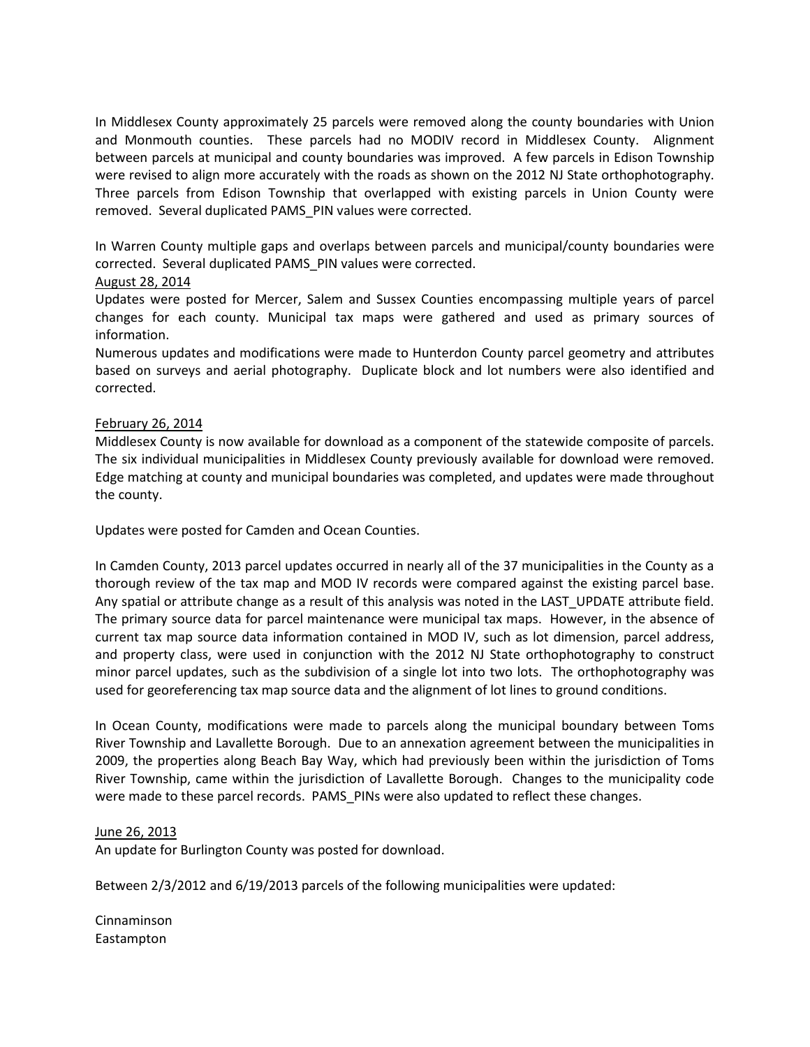In Middlesex County approximately 25 parcels were removed along the county boundaries with Union and Monmouth counties. These parcels had no MODIV record in Middlesex County. Alignment between parcels at municipal and county boundaries was improved. A few parcels in Edison Township were revised to align more accurately with the roads as shown on the 2012 NJ State orthophotography. Three parcels from Edison Township that overlapped with existing parcels in Union County were removed. Several duplicated PAMS_PIN values were corrected.

In Warren County multiple gaps and overlaps between parcels and municipal/county boundaries were corrected. Several duplicated PAMS_PIN values were corrected.

<u>August 28, 2014</u>

Updates were posted for Mercer, Salem and Sussex Counties encompassing multiple years of parcel changes for each county. Municipal tax maps were gathered and used as primary sources of information.

Numerous updates and modifications were made to Hunterdon County parcel geometry and attributes based on surveys and aerial photography. Duplicate block and lot numbers were also identified and corrected.

<u>February 26, 2014</u>

Middlesex County is now available for download as a component of the statewide composite of parcels. The six individual municipalities in Middlesex County previously available for download were removed. Edge matching at county and municipal boundaries was completed, and updates were made throughout the county.

Updates were posted for Camden and Ocean Counties.

In Camden County, 2013 parcel updates occurred in nearly all of the 37 municipalities in the County as a thorough review of the tax map and MOD IV records were compared against the existing parcel base. Any spatial or attribute change as a result of this analysis was noted in the LAST_UPDATE attribute field. The primary source data for parcel maintenance were municipal tax maps. However, in the absence of current tax map source data information contained in MOD IV, such as lot dimension, parcel address, and property class, were used in conjunction with the 2012 NJ State orthophotography to construct minor parcel updates, such as the subdivision of a single lot into two lots. The orthophotography was used for georeferencing tax map source data and the alignment of lot lines to ground conditions.

In Ocean County, modifications were made to parcels along the municipal boundary between Toms River Township and Lavallette Borough. Due to an annexation agreement between the municipalities in 2009, the properties along Beach Bay Way, which had previously been within the jurisdiction of Toms River Township, came within the jurisdiction of Lavallette Borough. Changes to the municipality code were made to these parcel records. PAMS_PINs were also updated to reflect these changes.

<u>June 26, 2013</u>

An update for Burlington County was posted for download.

Between 2/3/2012 and 6/19/2013 parcels of the following municipalities were updated:

Cinnaminson
Eastampton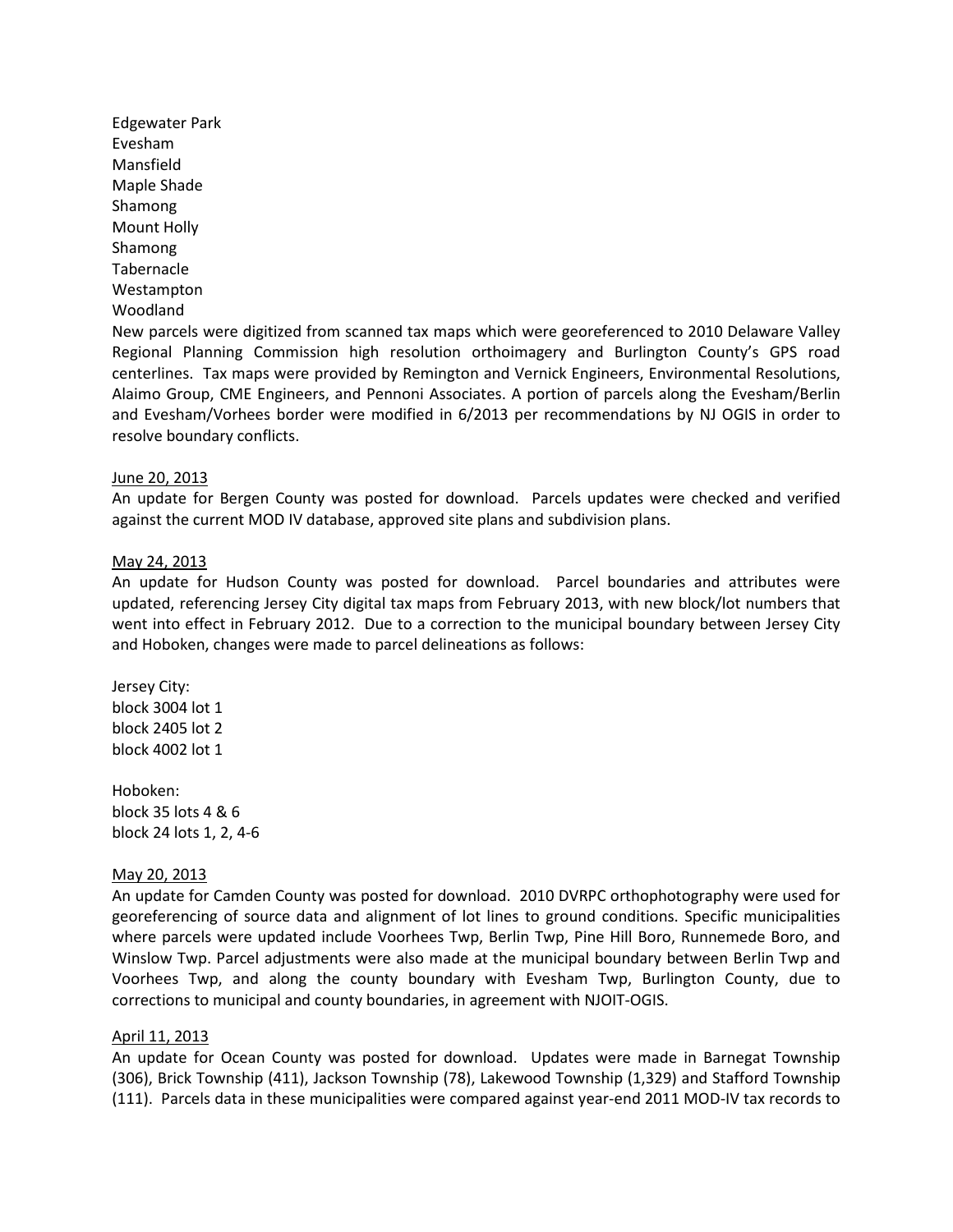Edgewater Park
Evesham
Mansfield
Maple Shade
Shamong
Mount Holly
Shamong
Tabernacle
Westampton
Woodland

New parcels were digitized from scanned tax maps which were georeferenced to 2010 Delaware Valley Regional Planning Commission high resolution orthoimagery and Burlington County's GPS road centerlines. Tax maps were provided by Remington and Vernick Engineers, Environmental Resolutions, Alaimo Group, CME Engineers, and Pennoni Associates. A portion of parcels along the Evesham/Berlin and Evesham/Vorhees border were modified in 6/2013 per recommendations by NJ OGIS in order to resolve boundary conflicts.

June 20, 2013

An update for Bergen County was posted for download. Parcels updates were checked and verified against the current MOD IV database, approved site plans and subdivision plans.

May 24, 2013

An update for Hudson County was posted for download. Parcel boundaries and attributes were updated, referencing Jersey City digital tax maps from February 2013, with new block/lot numbers that went into effect in February 2012. Due to a correction to the municipal boundary between Jersey City and Hoboken, changes were made to parcel delineations as follows:

Jersey City:
block 3004 lot 1
block 2405 lot 2
block 4002 lot 1

Hoboken:
block 35 lots 4 & 6
block 24 lots 1, 2, 4-6

May 20, 2013

An update for Camden County was posted for download. 2010 DVRPC orthophotography were used for georeferencing of source data and alignment of lot lines to ground conditions. Specific municipalities where parcels were updated include Voorhees Twp, Berlin Twp, Pine Hill Boro, Runnemede Boro, and Winslow Twp. Parcel adjustments were also made at the municipal boundary between Berlin Twp and Voorhees Twp, and along the county boundary with Evesham Twp, Burlington County, due to corrections to municipal and county boundaries, in agreement with NJOIT-OGIS.

April 11, 2013

An update for Ocean County was posted for download. Updates were made in Barnegat Township (306), Brick Township (411), Jackson Township (78), Lakewood Township (1,329) and Stafford Township (111). Parcels data in these municipalities were compared against year-end 2011 MOD-IV tax records to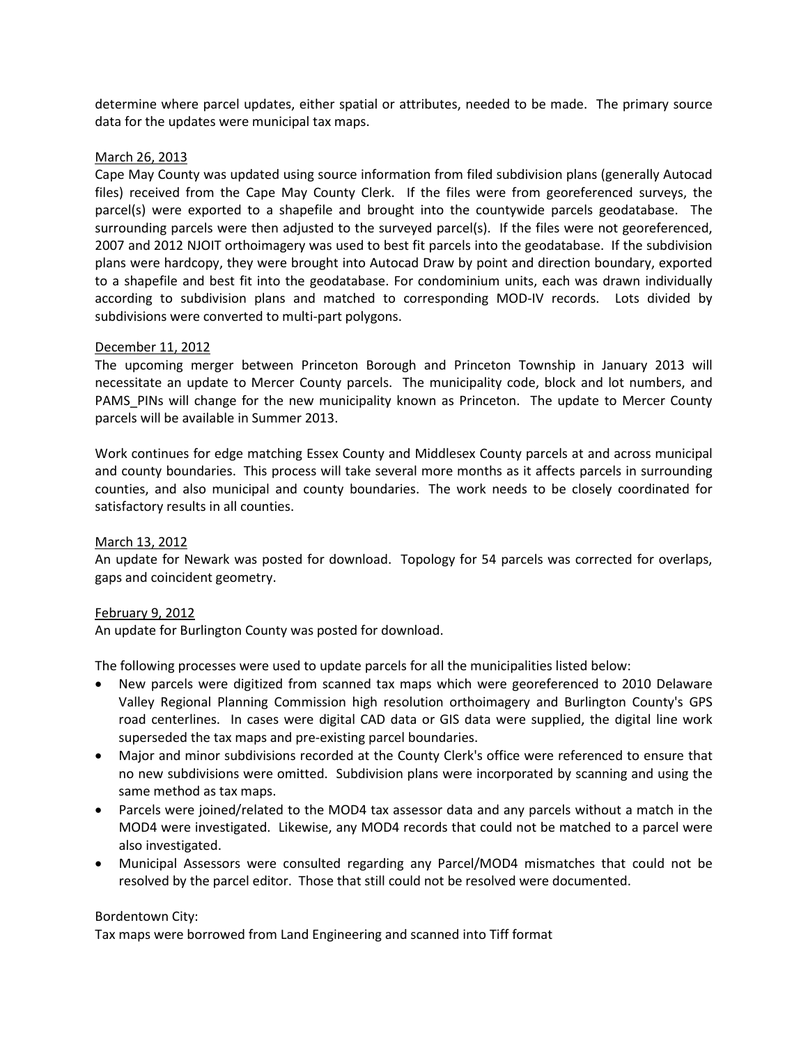determine where parcel updates, either spatial or attributes, needed to be made. The primary source data for the updates were municipal tax maps.

<u>March 26, 2013</u>

Cape May County was updated using source information from filed subdivision plans (generally Autocad files) received from the Cape May County Clerk. If the files were from georeferenced surveys, the parcel(s) were exported to a shapefile and brought into the countywide parcels geodatabase. The surrounding parcels were then adjusted to the surveyed parcel(s). If the files were not georeferenced, 2007 and 2012 NJOIT orthoimagery was used to best fit parcels into the geodatabase. If the subdivision plans were hardcopy, they were brought into Autocad Draw by point and direction boundary, exported to a shapefile and best fit into the geodatabase. For condominium units, each was drawn individually according to subdivision plans and matched to corresponding MOD-IV records. Lots divided by subdivisions were converted to multi-part polygons.

<u>December 11, 2012</u>

The upcoming merger between Princeton Borough and Princeton Township in January 2013 will necessitate an update to Mercer County parcels. The municipality code, block and lot numbers, and PAMS_PINs will change for the new municipality known as Princeton. The update to Mercer County parcels will be available in Summer 2013.

Work continues for edge matching Essex County and Middlesex County parcels at and across municipal and county boundaries. This process will take several more months as it affects parcels in surrounding counties, and also municipal and county boundaries. The work needs to be closely coordinated for satisfactory results in all counties.

<u>March 13, 2012</u>

An update for Newark was posted for download. Topology for 54 parcels was corrected for overlaps, gaps and coincident geometry.

<u>February 9, 2012</u>

An update for Burlington County was posted for download.

The following processes were used to update parcels for all the municipalities listed below:

- New parcels were digitized from scanned tax maps which were georeferenced to 2010 Delaware Valley Regional Planning Commission high resolution orthoimagery and Burlington County's GPS road centerlines. In cases were digital CAD data or GIS data were supplied, the digital line work superseded the tax maps and pre-existing parcel boundaries.
- Major and minor subdivisions recorded at the County Clerk's office were referenced to ensure that no new subdivisions were omitted. Subdivision plans were incorporated by scanning and using the same method as tax maps.
- Parcels were joined/related to the MOD4 tax assessor data and any parcels without a match in the MOD4 were investigated. Likewise, any MOD4 records that could not be matched to a parcel were also investigated.
- Municipal Assessors were consulted regarding any Parcel/MOD4 mismatches that could not be resolved by the parcel editor. Those that still could not be resolved were documented.

Bordentown City:

Tax maps were borrowed from Land Engineering and scanned into Tiff format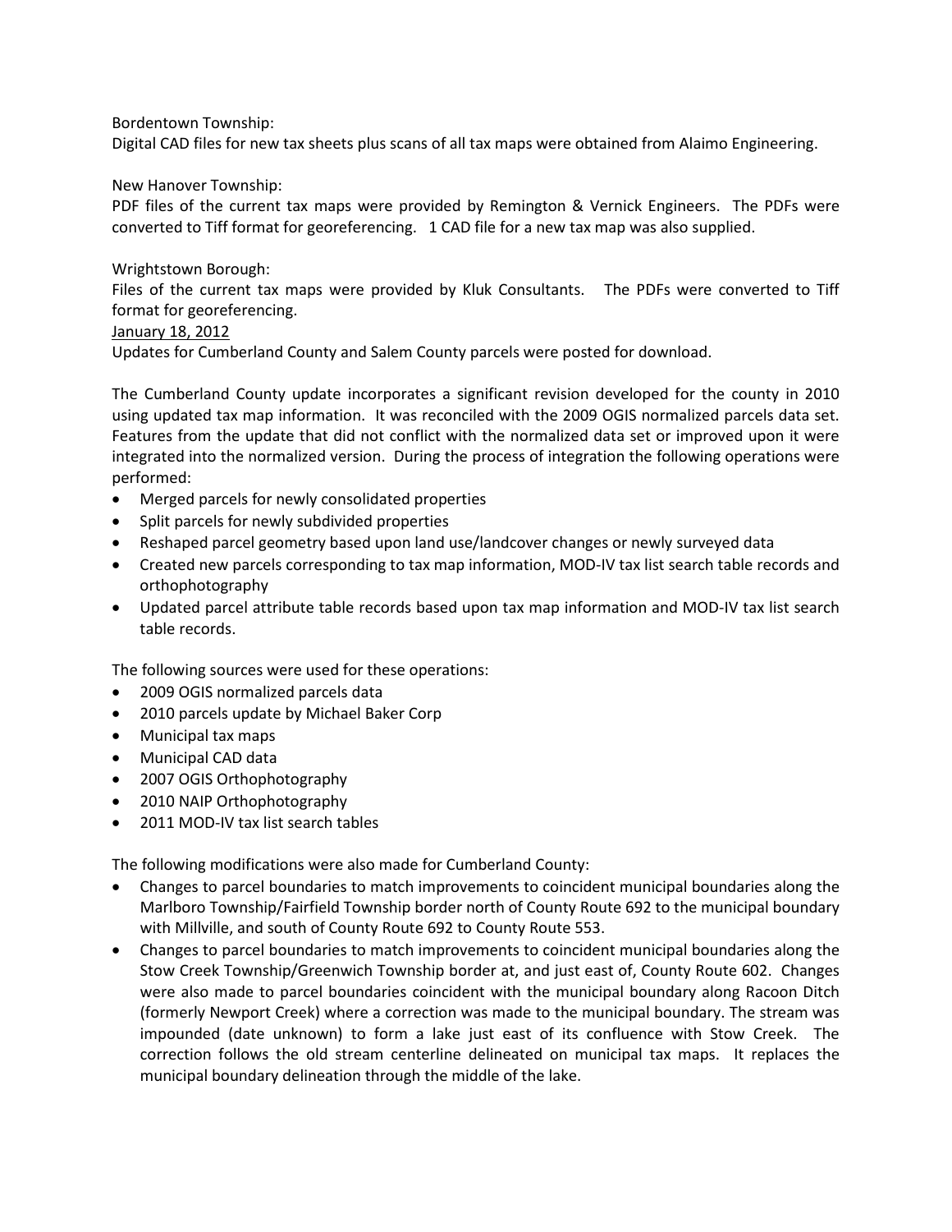Bordentown Township:
Digital CAD files for new tax sheets plus scans of all tax maps were obtained from Alaimo Engineering.

New Hanover Township:
PDF files of the current tax maps were provided by Remington & Vernick Engineers. The PDFs were converted to Tiff format for georeferencing. 1 CAD file for a new tax map was also supplied.

Wrightstown Borough:
Files of the current tax maps were provided by Kluk Consultants. The PDFs were converted to Tiff format for georeferencing.

<u>January 18, 2012</u>

Updates for Cumberland County and Salem County parcels were posted for download.

The Cumberland County update incorporates a significant revision developed for the county in 2010 using updated tax map information. It was reconciled with the 2009 OGIS normalized parcels data set. Features from the update that did not conflict with the normalized data set or improved upon it were integrated into the normalized version. During the process of integration the following operations were performed:

- Merged parcels for newly consolidated properties
- Split parcels for newly subdivided properties
- Reshaped parcel geometry based upon land use/landcover changes or newly surveyed data
- Created new parcels corresponding to tax map information, MOD-IV tax list search table records and orthophotography
- Updated parcel attribute table records based upon tax map information and MOD-IV tax list search table records.

The following sources were used for these operations:

- 2009 OGIS normalized parcels data
- 2010 parcels update by Michael Baker Corp
- Municipal tax maps
- Municipal CAD data
- 2007 OGIS Orthophotography
- 2010 NAIP Orthophotography
- 2011 MOD-IV tax list search tables

The following modifications were also made for Cumberland County:

- Changes to parcel boundaries to match improvements to coincident municipal boundaries along the Marlboro Township/Fairfield Township border north of County Route 692 to the municipal boundary with Millville, and south of County Route 692 to County Route 553.
- Changes to parcel boundaries to match improvements to coincident municipal boundaries along the Stow Creek Township/Greenwich Township border at, and just east of, County Route 602. Changes were also made to parcel boundaries coincident with the municipal boundary along Racoon Ditch (formerly Newport Creek) where a correction was made to the municipal boundary. The stream was impounded (date unknown) to form a lake just east of its confluence with Stow Creek. The correction follows the old stream centerline delineated on municipal tax maps. It replaces the municipal boundary delineation through the middle of the lake.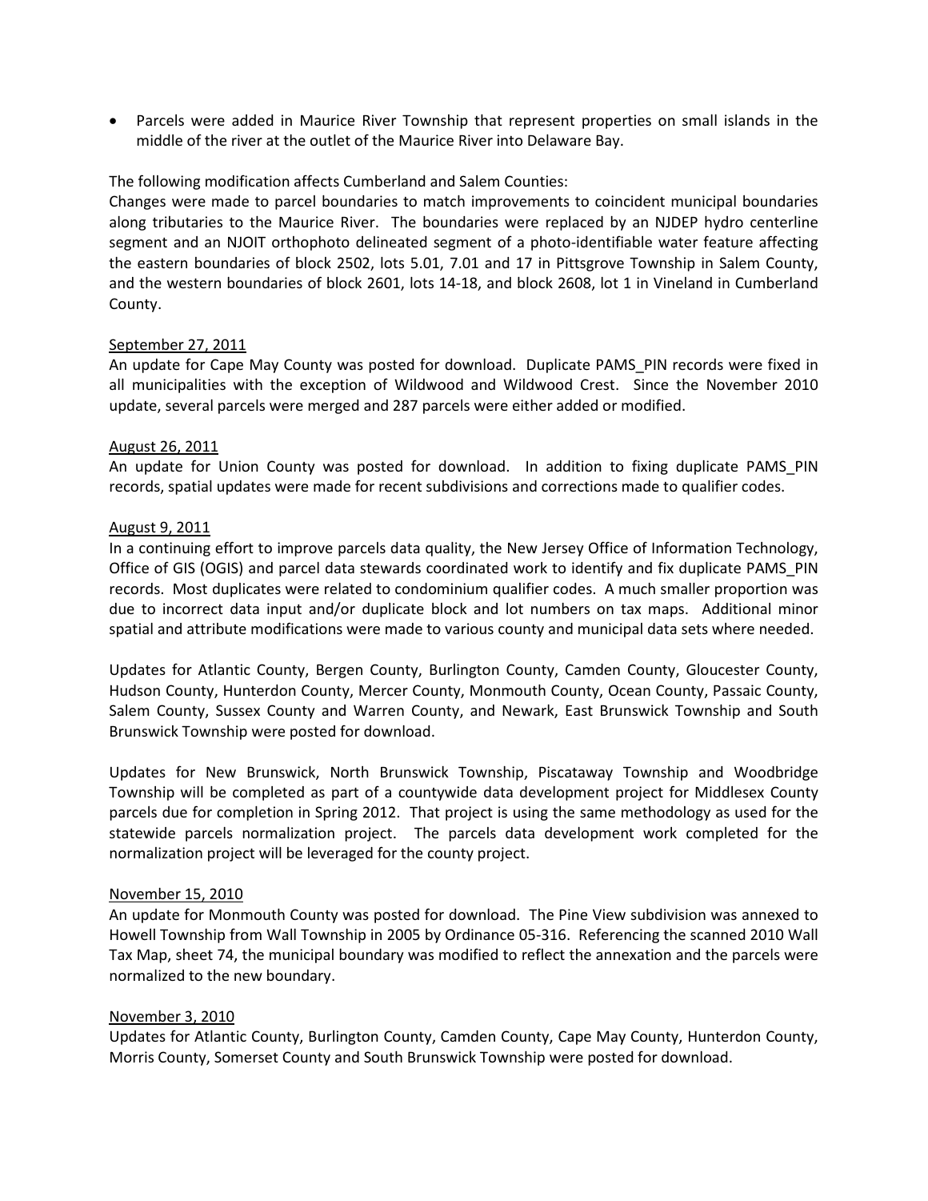- Parcels were added in Maurice River Township that represent properties on small islands in the middle of the river at the outlet of the Maurice River into Delaware Bay.

The following modification affects Cumberland and Salem Counties:
Changes were made to parcel boundaries to match improvements to coincident municipal boundaries along tributaries to the Maurice River. The boundaries were replaced by an NJDEP hydro centerline segment and an NJOIT orthophoto delineated segment of a photo-identifiable water feature affecting the eastern boundaries of block 2502, lots 5.01, 7.01 and 17 in Pittsgrove Township in Salem County, and the western boundaries of block 2601, lots 14-18, and block 2608, lot 1 in Vineland in Cumberland County.

<u>September 27, 2011</u>
An update for Cape May County was posted for download. Duplicate PAMS_PIN records were fixed in all municipalities with the exception of Wildwood and Wildwood Crest. Since the November 2010 update, several parcels were merged and 287 parcels were either added or modified.

<u>August 26, 2011</u>
An update for Union County was posted for download. In addition to fixing duplicate PAMS_PIN records, spatial updates were made for recent subdivisions and corrections made to qualifier codes.

<u>August 9, 2011</u>
In a continuing effort to improve parcels data quality, the New Jersey Office of Information Technology, Office of GIS (OGIS) and parcel data stewards coordinated work to identify and fix duplicate PAMS_PIN records. Most duplicates were related to condominium qualifier codes. A much smaller proportion was due to incorrect data input and/or duplicate block and lot numbers on tax maps. Additional minor spatial and attribute modifications were made to various county and municipal data sets where needed.

Updates for Atlantic County, Bergen County, Burlington County, Camden County, Gloucester County, Hudson County, Hunterdon County, Mercer County, Monmouth County, Ocean County, Passaic County, Salem County, Sussex County and Warren County, and Newark, East Brunswick Township and South Brunswick Township were posted for download.

Updates for New Brunswick, North Brunswick Township, Piscataway Township and Woodbridge Township will be completed as part of a countywide data development project for Middlesex County parcels due for completion in Spring 2012. That project is using the same methodology as used for the statewide parcels normalization project. The parcels data development work completed for the normalization project will be leveraged for the county project.

<u>November 15, 2010</u>
An update for Monmouth County was posted for download. The Pine View subdivision was annexed to Howell Township from Wall Township in 2005 by Ordinance 05-316. Referencing the scanned 2010 Wall Tax Map, sheet 74, the municipal boundary was modified to reflect the annexation and the parcels were normalized to the new boundary.

<u>November 3, 2010</u>
Updates for Atlantic County, Burlington County, Camden County, Cape May County, Hunterdon County, Morris County, Somerset County and South Brunswick Township were posted for download.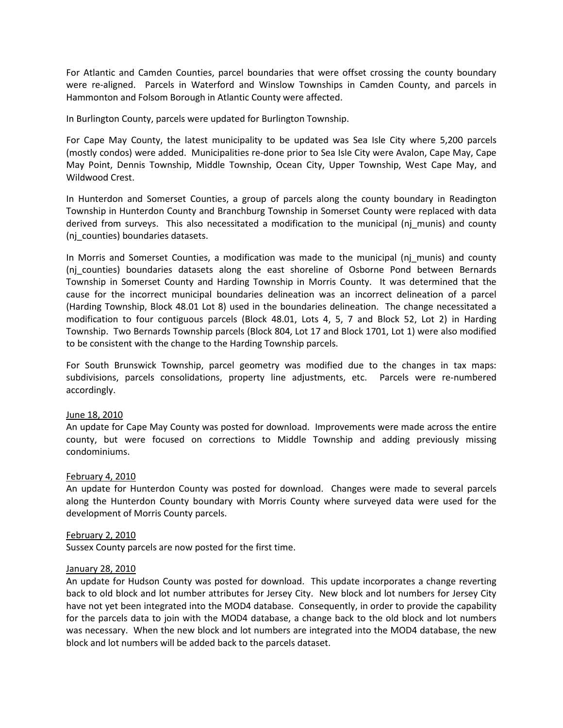For Atlantic and Camden Counties, parcel boundaries that were offset crossing the county boundary were re-aligned. Parcels in Waterford and Winslow Townships in Camden County, and parcels in Hammonton and Folsom Borough in Atlantic County were affected.

In Burlington County, parcels were updated for Burlington Township.

For Cape May County, the latest municipality to be updated was Sea Isle City where 5,200 parcels (mostly condos) were added. Municipalities re-done prior to Sea Isle City were Avalon, Cape May, Cape May Point, Dennis Township, Middle Township, Ocean City, Upper Township, West Cape May, and Wildwood Crest.

In Hunterdon and Somerset Counties, a group of parcels along the county boundary in Readington Township in Hunterdon County and Branchburg Township in Somerset County were replaced with data derived from surveys. This also necessitated a modification to the municipal (nj_munis) and county (nj_counties) boundaries datasets.

In Morris and Somerset Counties, a modification was made to the municipal (nj_munis) and county (nj_counties) boundaries datasets along the east shoreline of Osborne Pond between Bernards Township in Somerset County and Harding Township in Morris County. It was determined that the cause for the incorrect municipal boundaries delineation was an incorrect delineation of a parcel (Harding Township, Block 48.01 Lot 8) used in the boundaries delineation. The change necessitated a modification to four contiguous parcels (Block 48.01, Lots 4, 5, 7 and Block 52, Lot 2) in Harding Township. Two Bernards Township parcels (Block 804, Lot 17 and Block 1701, Lot 1) were also modified to be consistent with the change to the Harding Township parcels.

For South Brunswick Township, parcel geometry was modified due to the changes in tax maps: subdivisions, parcels consolidations, property line adjustments, etc. Parcels were re-numbered accordingly.

<u>June 18, 2010</u>
An update for Cape May County was posted for download. Improvements were made across the entire county, but were focused on corrections to Middle Township and adding previously missing condominiums.

<u>February 4, 2010</u>
An update for Hunterdon County was posted for download. Changes were made to several parcels along the Hunterdon County boundary with Morris County where surveyed data were used for the development of Morris County parcels.

<u>February 2, 2010</u>
Sussex County parcels are now posted for the first time.

<u>January 28, 2010</u>
An update for Hudson County was posted for download. This update incorporates a change reverting back to old block and lot number attributes for Jersey City. New block and lot numbers for Jersey City have not yet been integrated into the MOD4 database. Consequently, in order to provide the capability for the parcels data to join with the MOD4 database, a change back to the old block and lot numbers was necessary. When the new block and lot numbers are integrated into the MOD4 database, the new block and lot numbers will be added back to the parcels dataset.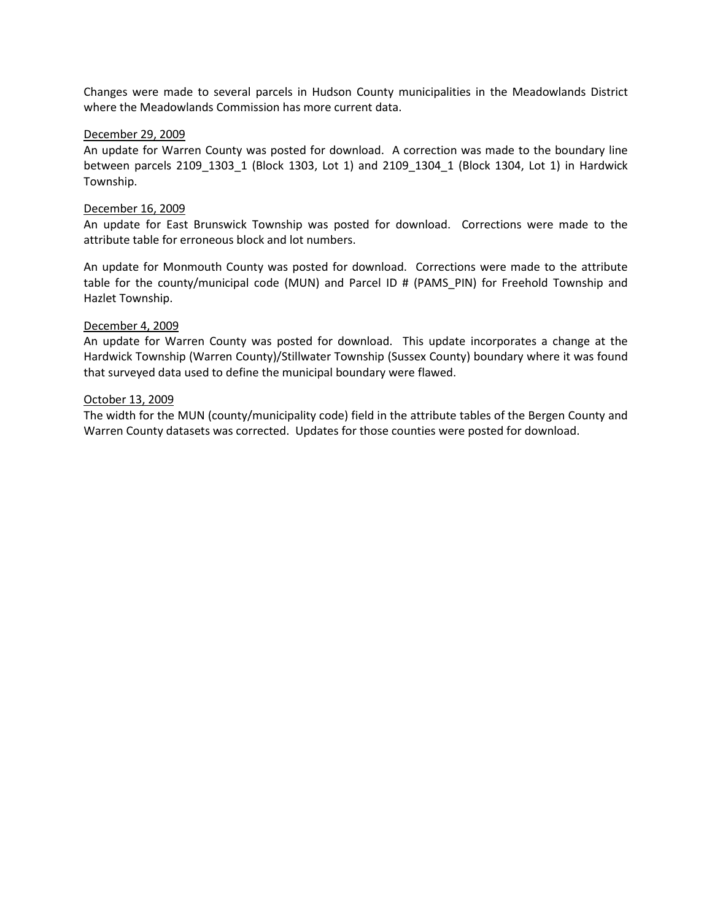Changes were made to several parcels in Hudson County municipalities in the Meadowlands District where the Meadowlands Commission has more current data.

December 29, 2009

An update for Warren County was posted for download. A correction was made to the boundary line between parcels 2109_1303_1 (Block 1303, Lot 1) and 2109_1304_1 (Block 1304, Lot 1) in Hardwick Township.

December 16, 2009

An update for East Brunswick Township was posted for download. Corrections were made to the attribute table for erroneous block and lot numbers.

An update for Monmouth County was posted for download. Corrections were made to the attribute table for the county/municipal code (MUN) and Parcel ID # (PAMS_PIN) for Freehold Township and Hazlet Township.

December 4, 2009

An update for Warren County was posted for download. This update incorporates a change at the Hardwick Township (Warren County)/Stillwater Township (Sussex County) boundary where it was found that surveyed data used to define the municipal boundary were flawed.

October 13, 2009

The width for the MUN (county/municipality code) field in the attribute tables of the Bergen County and Warren County datasets was corrected. Updates for those counties were posted for download.